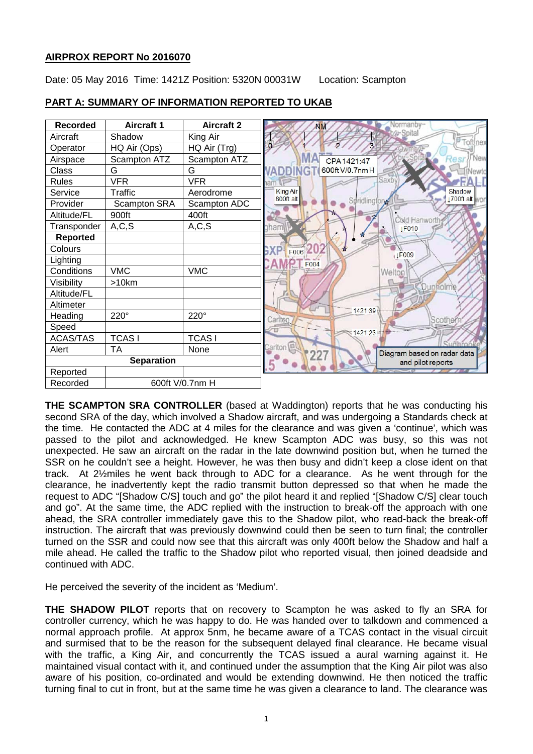**AIRPROX REPORT No 2016070**

Date: 05 May 2016 Time: 1421Z Position: 5320N 00031W Location: Scampton

**PART A: SUMMARY OF INFORMATION REPORTED TO UKAB**

| Recorded | Aircraft 1 | Aircraft 2 |
|---|---|---|
| Aircraft | Shadow | King Air |
| Operator | HQ Air (Ops) | HQ Air (Trg) |
| Airspace | Scampton ATZ | Scampton ATZ |
| Class | G | G |
| Rules | VFR | VFR |
| Service | Traffic | Aerodrome |
| Provider | Scampton SRA | Scampton ADC |
| Altitude/FL | 900ft | 400ft |
| Transponder | A,C,S | A,C,S |
| **Reported** | | |
| Colours | | |
| Lighting | | |
| Conditions | VMC | VMC |
| Visibility | >10km | |
| Altitude/FL | | |
| Altimeter | | |
| Heading | 220° | 220° |
| Speed | | |
| ACAS/TAS | TCAS I | TCAS I |
| Alert | TA | None |
| **Separation** | | |
| Reported | | |
| Recorded | 600ft V/0.7nm H | |

**THE SCAMPTON SRA CONTROLLER** (based at Waddington) reports that he was conducting his second SRA of the day, which involved a Shadow aircraft, and was undergoing a Standards check at the time. He contacted the ADC at 4 miles for the clearance and was given a 'continue', which was passed to the pilot and acknowledged. He knew Scampton ADC was busy, so this was not unexpected. He saw an aircraft on the radar in the late downwind position but, when he turned the SSR on he couldn't see a height. However, he was then busy and didn't keep a close ident on that track. At 2½miles he went back through to ADC for a clearance. As he went through for the clearance, he inadvertently kept the radio transmit button depressed so that when he made the request to ADC "[Shadow C/S] touch and go" the pilot heard it and replied "[Shadow C/S] clear touch and go". At the same time, the ADC replied with the instruction to break-off the approach with one ahead, the SRA controller immediately gave this to the Shadow pilot, who read-back the break-off instruction. The aircraft that was previously downwind could then be seen to turn final; the controller turned on the SSR and could now see that this aircraft was only 400ft below the Shadow and half a mile ahead. He called the traffic to the Shadow pilot who reported visual, then joined deadside and continued with ADC.

He perceived the severity of the incident as 'Medium'.

**THE SHADOW PILOT** reports that on recovery to Scampton he was asked to fly an SRA for controller currency, which he was happy to do. He was handed over to talkdown and commenced a normal approach profile. At approx 5nm, he became aware of a TCAS contact in the visual circuit and surmised that to be the reason for the subsequent delayed final clearance. He became visual with the traffic, a King Air, and concurrently the TCAS issued a aural warning against it. He maintained visual contact with it, and continued under the assumption that the King Air pilot was also aware of his position, co-ordinated and would be extending downwind. He then noticed the traffic turning final to cut in front, but at the same time he was given a clearance to land. The clearance was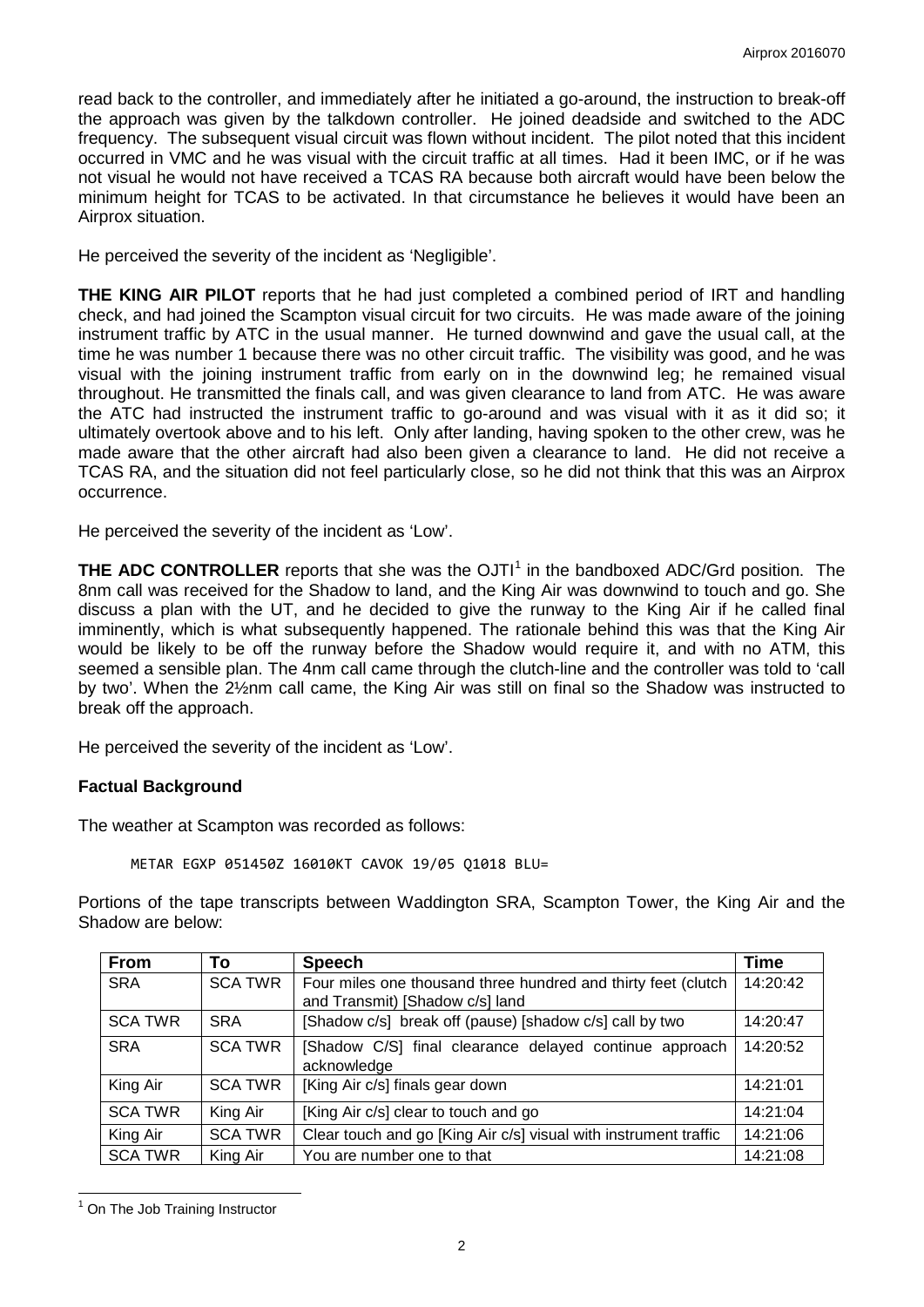read back to the controller, and immediately after he initiated a go-around, the instruction to break-off the approach was given by the talkdown controller. He joined deadside and switched to the ADC frequency. The subsequent visual circuit was flown without incident. The pilot noted that this incident occurred in VMC and he was visual with the circuit traffic at all times. Had it been IMC, or if he was not visual he would not have received a TCAS RA because both aircraft would have been below the minimum height for TCAS to be activated. In that circumstance he believes it would have been an Airprox situation.

He perceived the severity of the incident as 'Negligible'.

**THE KING AIR PILOT** reports that he had just completed a combined period of IRT and handling check, and had joined the Scampton visual circuit for two circuits. He was made aware of the joining instrument traffic by ATC in the usual manner. He turned downwind and gave the usual call, at the time he was number 1 because there was no other circuit traffic. The visibility was good, and he was visual with the joining instrument traffic from early on in the downwind leg; he remained visual throughout. He transmitted the finals call, and was given clearance to land from ATC. He was aware the ATC had instructed the instrument traffic to go-around and was visual with it as it did so; it ultimately overtook above and to his left. Only after landing, having spoken to the other crew, was he made aware that the other aircraft had also been given a clearance to land. He did not receive a TCAS RA, and the situation did not feel particularly close, so he did not think that this was an Airprox occurrence.

He perceived the severity of the incident as 'Low'.

**THE ADC CONTROLLER** reports that she was the OJTI[1] in the bandboxed ADC/Grd position. The 8nm call was received for the Shadow to land, and the King Air was downwind to touch and go. She discuss a plan with the UT, and he decided to give the runway to the King Air if he called final imminently, which is what subsequently happened. The rationale behind this was that the King Air would be likely to be off the runway before the Shadow would require it, and with no ATM, this seemed a sensible plan. The 4nm call came through the clutch-line and the controller was told to 'call by two'. When the 2½nm call came, the King Air was still on final so the Shadow was instructed to break off the approach.

He perceived the severity of the incident as 'Low'.

## Factual Background

The weather at Scampton was recorded as follows:

```
METAR EGXP 051450Z 16010KT CAVOK 19/05 Q1018 BLU=
```

Portions of the tape transcripts between Waddington SRA, Scampton Tower, the King Air and the Shadow are below:

| From | To | Speech | Time |
|---|---|---|---|
| SRA | SCA TWR | Four miles one thousand three hundred and thirty feet (clutch and Transmit) [Shadow c/s] land | 14:20:42 |
| SCA TWR | SRA | [Shadow c/s] break off (pause) [shadow c/s] call by two | 14:20:47 |
| SRA | SCA TWR | [Shadow C/S] final clearance delayed continue approach acknowledge | 14:20:52 |
| King Air | SCA TWR | [King Air c/s] finals gear down | 14:21:01 |
| SCA TWR | King Air | [King Air c/s] clear to touch and go | 14:21:04 |
| King Air | SCA TWR | Clear touch and go [King Air c/s] visual with instrument traffic | 14:21:06 |
| SCA TWR | King Air | You are number one to that | 14:21:08 |

[1] On The Job Training Instructor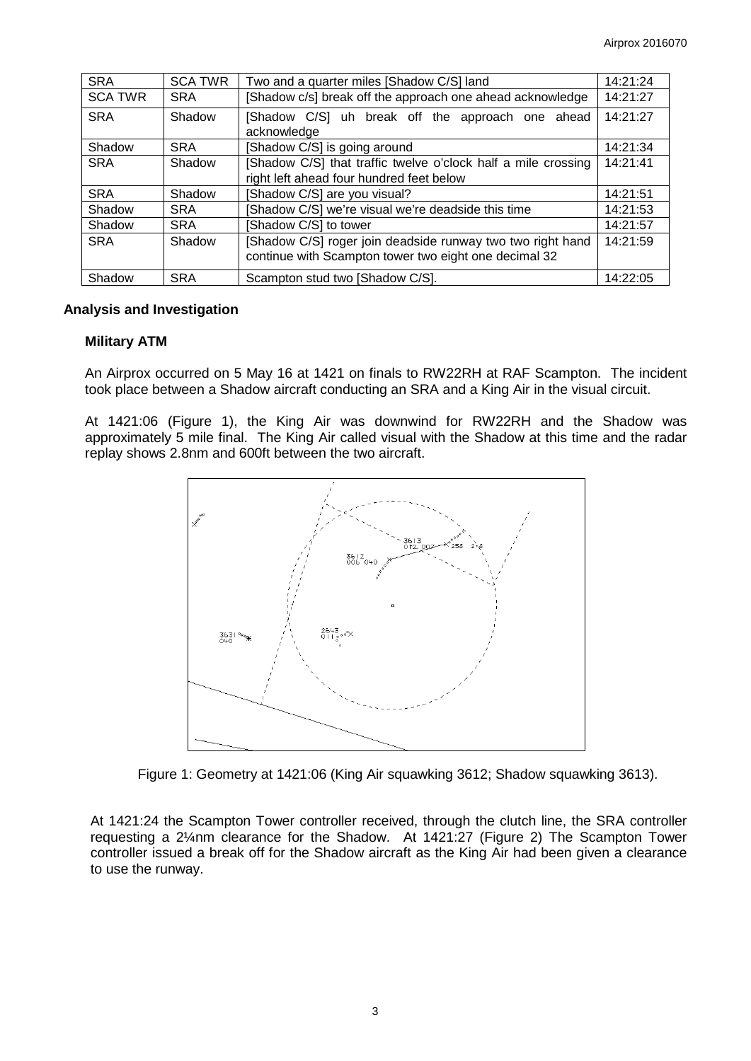| SRA | SCA TWR | Two and a quarter miles [Shadow C/S] land | 14:21:24 |
|---|---|---|---|
| SCA TWR | SRA | [Shadow c/s] break off the approach one ahead acknowledge | 14:21:27 |
| SRA | Shadow | [Shadow C/S] uh break off the approach one ahead acknowledge | 14:21:27 |
| Shadow | SRA | [Shadow C/S] is going around | 14:21:34 |
| SRA | Shadow | [Shadow C/S] that traffic twelve o'clock half a mile crossing right left ahead four hundred feet below | 14:21:41 |
| SRA | Shadow | [Shadow C/S] are you visual? | 14:21:51 |
| Shadow | SRA | [Shadow C/S] we're visual we're deadside this time | 14:21:53 |
| Shadow | SRA | [Shadow C/S] to tower | 14:21:57 |
| SRA | Shadow | [Shadow C/S] roger join deadside runway two two right hand continue with Scampton tower two eight one decimal 32 | 14:21:59 |
| Shadow | SRA | Scampton stud two [Shadow C/S]. | 14:22:05 |

## Analysis and Investigation

### Military ATM

An Airprox occurred on 5 May 16 at 1421 on finals to RW22RH at RAF Scampton. The incident took place between a Shadow aircraft conducting an SRA and a King Air in the visual circuit.

At 1421:06 (Figure 1), the King Air was downwind for RW22RH and the Shadow was approximately 5 mile final. The King Air called visual with the Shadow at this time and the radar replay shows 2.8nm and 600ft between the two aircraft.

Figure 1: Geometry at 1421:06 (King Air squawking 3612; Shadow squawking 3613).

At 1421:24 the Scampton Tower controller received, through the clutch line, the SRA controller requesting a 2¼nm clearance for the Shadow. At 1421:27 (Figure 2) The Scampton Tower controller issued a break off for the Shadow aircraft as the King Air had been given a clearance to use the runway.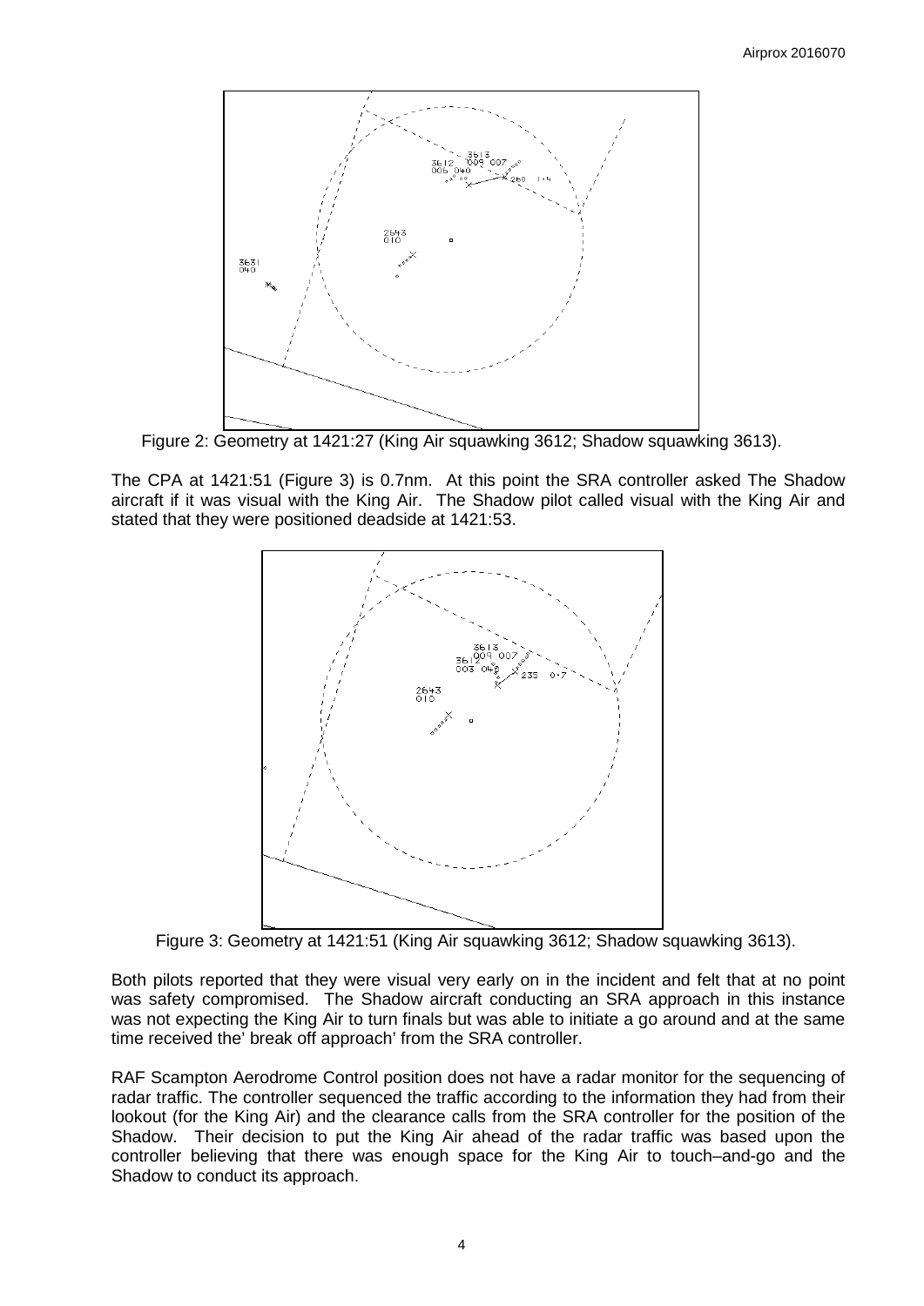Figure 2: Geometry at 1421:27 (King Air squawking 3612; Shadow squawking 3613).

The CPA at 1421:51 (Figure 3) is 0.7nm. At this point the SRA controller asked The Shadow aircraft if it was visual with the King Air. The Shadow pilot called visual with the King Air and stated that they were positioned deadside at 1421:53.

Figure 3: Geometry at 1421:51 (King Air squawking 3612; Shadow squawking 3613).

Both pilots reported that they were visual very early on in the incident and felt that at no point was safety compromised. The Shadow aircraft conducting an SRA approach in this instance was not expecting the King Air to turn finals but was able to initiate a go around and at the same time received the' break off approach' from the SRA controller.

RAF Scampton Aerodrome Control position does not have a radar monitor for the sequencing of radar traffic. The controller sequenced the traffic according to the information they had from their lookout (for the King Air) and the clearance calls from the SRA controller for the position of the Shadow. Their decision to put the King Air ahead of the radar traffic was based upon the controller believing that there was enough space for the King Air to touch–and-go and the Shadow to conduct its approach.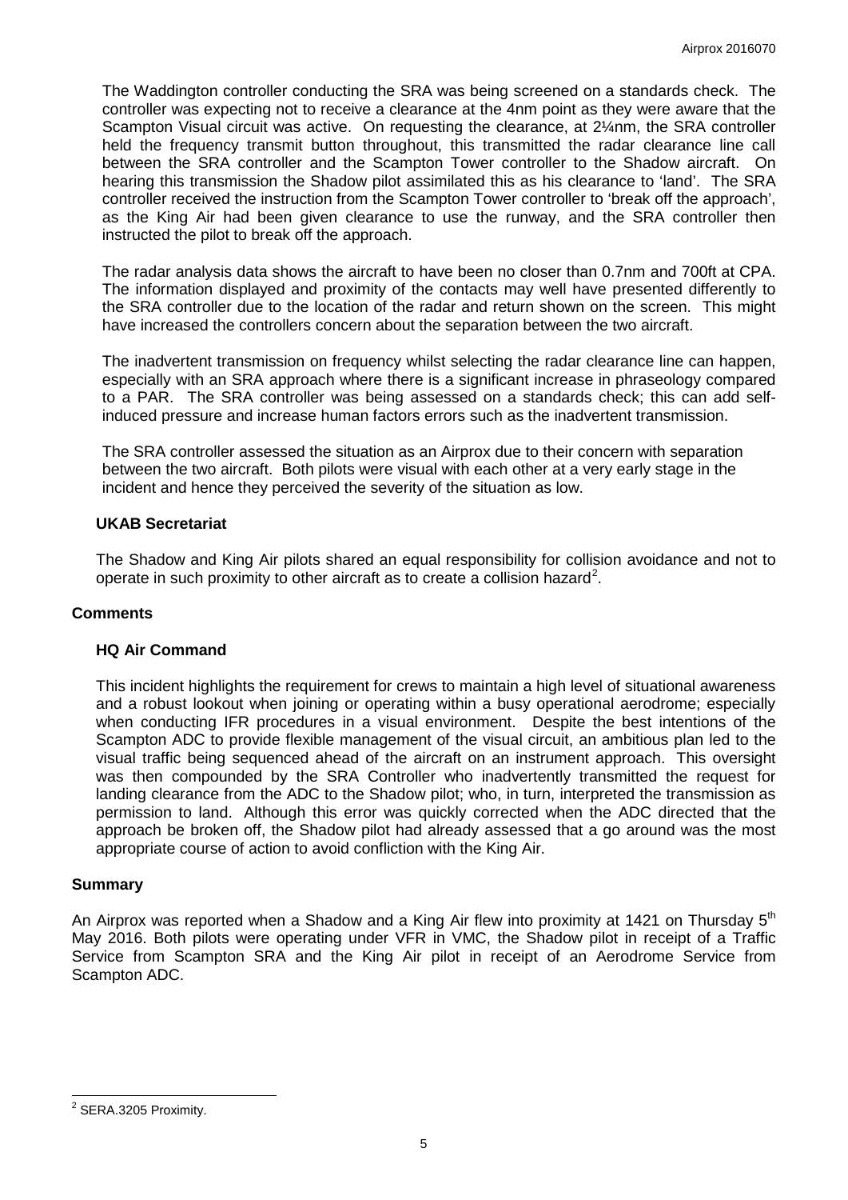The Waddington controller conducting the SRA was being screened on a standards check. The controller was expecting not to receive a clearance at the 4nm point as they were aware that the Scampton Visual circuit was active. On requesting the clearance, at 2¼nm, the SRA controller held the frequency transmit button throughout, this transmitted the radar clearance line call between the SRA controller and the Scampton Tower controller to the Shadow aircraft. On hearing this transmission the Shadow pilot assimilated this as his clearance to 'land'. The SRA controller received the instruction from the Scampton Tower controller to 'break off the approach', as the King Air had been given clearance to use the runway, and the SRA controller then instructed the pilot to break off the approach.

The radar analysis data shows the aircraft to have been no closer than 0.7nm and 700ft at CPA. The information displayed and proximity of the contacts may well have presented differently to the SRA controller due to the location of the radar and return shown on the screen. This might have increased the controllers concern about the separation between the two aircraft.

The inadvertent transmission on frequency whilst selecting the radar clearance line can happen, especially with an SRA approach where there is a significant increase in phraseology compared to a PAR. The SRA controller was being assessed on a standards check; this can add self-induced pressure and increase human factors errors such as the inadvertent transmission.

The SRA controller assessed the situation as an Airprox due to their concern with separation between the two aircraft. Both pilots were visual with each other at a very early stage in the incident and hence they perceived the severity of the situation as low.

### UKAB Secretariat

The Shadow and King Air pilots shared an equal responsibility for collision avoidance and not to operate in such proximity to other aircraft as to create a collision hazard[2].

## Comments

### HQ Air Command

This incident highlights the requirement for crews to maintain a high level of situational awareness and a robust lookout when joining or operating within a busy operational aerodrome; especially when conducting IFR procedures in a visual environment. Despite the best intentions of the Scampton ADC to provide flexible management of the visual circuit, an ambitious plan led to the visual traffic being sequenced ahead of the aircraft on an instrument approach. This oversight was then compounded by the SRA Controller who inadvertently transmitted the request for landing clearance from the ADC to the Shadow pilot; who, in turn, interpreted the transmission as permission to land. Although this error was quickly corrected when the ADC directed that the approach be broken off, the Shadow pilot had already assessed that a go around was the most appropriate course of action to avoid confliction with the King Air.

## Summary

An Airprox was reported when a Shadow and a King Air flew into proximity at 1421 on Thursday 5th May 2016. Both pilots were operating under VFR in VMC, the Shadow pilot in receipt of a Traffic Service from Scampton SRA and the King Air pilot in receipt of an Aerodrome Service from Scampton ADC.

---

[2] SERA.3205 Proximity.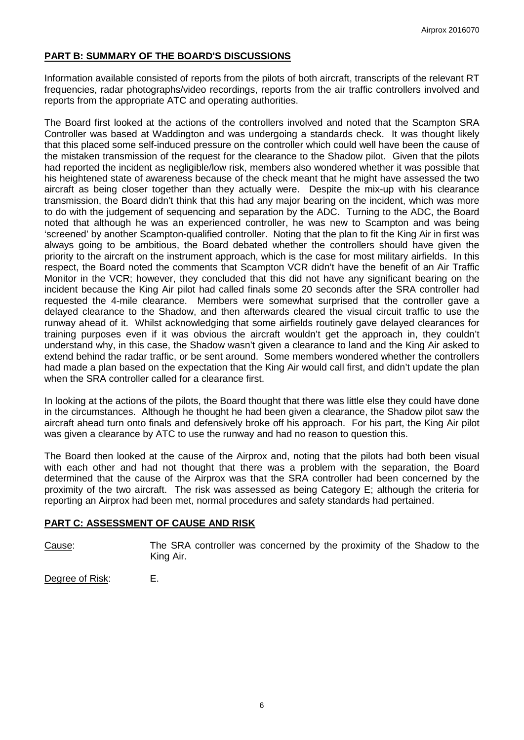## PART B: SUMMARY OF THE BOARD'S DISCUSSIONS

Information available consisted of reports from the pilots of both aircraft, transcripts of the relevant RT frequencies, radar photographs/video recordings, reports from the air traffic controllers involved and reports from the appropriate ATC and operating authorities.

The Board first looked at the actions of the controllers involved and noted that the Scampton SRA Controller was based at Waddington and was undergoing a standards check. It was thought likely that this placed some self-induced pressure on the controller which could well have been the cause of the mistaken transmission of the request for the clearance to the Shadow pilot. Given that the pilots had reported the incident as negligible/low risk, members also wondered whether it was possible that his heightened state of awareness because of the check meant that he might have assessed the two aircraft as being closer together than they actually were. Despite the mix-up with his clearance transmission, the Board didn't think that this had any major bearing on the incident, which was more to do with the judgement of sequencing and separation by the ADC. Turning to the ADC, the Board noted that although he was an experienced controller, he was new to Scampton and was being 'screened' by another Scampton-qualified controller. Noting that the plan to fit the King Air in first was always going to be ambitious, the Board debated whether the controllers should have given the priority to the aircraft on the instrument approach, which is the case for most military airfields. In this respect, the Board noted the comments that Scampton VCR didn't have the benefit of an Air Traffic Monitor in the VCR; however, they concluded that this did not have any significant bearing on the incident because the King Air pilot had called finals some 20 seconds after the SRA controller had requested the 4-mile clearance. Members were somewhat surprised that the controller gave a delayed clearance to the Shadow, and then afterwards cleared the visual circuit traffic to use the runway ahead of it. Whilst acknowledging that some airfields routinely gave delayed clearances for training purposes even if it was obvious the aircraft wouldn't get the approach in, they couldn't understand why, in this case, the Shadow wasn't given a clearance to land and the King Air asked to extend behind the radar traffic, or be sent around. Some members wondered whether the controllers had made a plan based on the expectation that the King Air would call first, and didn't update the plan when the SRA controller called for a clearance first.

In looking at the actions of the pilots, the Board thought that there was little else they could have done in the circumstances. Although he thought he had been given a clearance, the Shadow pilot saw the aircraft ahead turn onto finals and defensively broke off his approach. For his part, the King Air pilot was given a clearance by ATC to use the runway and had no reason to question this.

The Board then looked at the cause of the Airprox and, noting that the pilots had both been visual with each other and had not thought that there was a problem with the separation, the Board determined that the cause of the Airprox was that the SRA controller had been concerned by the proximity of the two aircraft. The risk was assessed as being Category E; although the criteria for reporting an Airprox had been met, normal procedures and safety standards had pertained.

## PART C: ASSESSMENT OF CAUSE AND RISK

Cause: The SRA controller was concerned by the proximity of the Shadow to the King Air.

Degree of Risk: E.